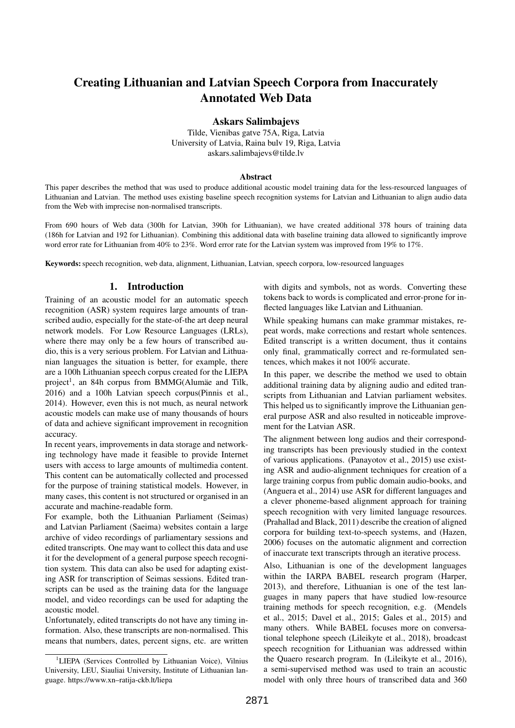# Creating Lithuanian and Latvian Speech Corpora from Inaccurately Annotated Web Data

**Askars Salimbajevs**

Tilde, Vienibas gatve 75A, Riga, Latvia
University of Latvia, Raina bulv 19, Riga, Latvia
askars.salimbajevs@tilde.lv

### Abstract

This paper describes the method that was used to produce additional acoustic model training data for the less-resourced languages of Lithuanian and Latvian. The method uses existing baseline speech recognition systems for Latvian and Lithuanian to align audio data from the Web with imprecise non-normalised transcripts.

From 690 hours of Web data (300h for Latvian, 390h for Lithuanian), we have created additional 378 hours of training data (186h for Latvian and 192 for Lithuanian). Combining this additional data with baseline training data allowed to significantly improve word error rate for Lithuanian from 40% to 23%. Word error rate for the Latvian system was improved from 19% to 17%.

**Keywords:** speech recognition, web data, alignment, Lithuanian, Latvian, speech corpora, low-resourced languages

## 1. Introduction

Training of an acoustic model for an automatic speech recognition (ASR) system requires large amounts of transcribed audio, especially for the state-of-the art deep neural network models. For Low Resource Languages (LRLs), where there may only be a few hours of transcribed audio, this is a very serious problem. For Latvian and Lithuanian languages the situation is better, for example, there are a 100h Lithuanian speech corpus created for the LIEPA project[1], an 84h corpus from BMMG(Alumäe and Tilk, 2016) and a 100h Latvian speech corpus(Pinnis et al., 2014). However, even this is not much, as neural network acoustic models can make use of many thousands of hours of data and achieve significant improvement in recognition accuracy.

In recent years, improvements in data storage and networking technology have made it feasible to provide Internet users with access to large amounts of multimedia content. This content can be automatically collected and processed for the purpose of training statistical models. However, in many cases, this content is not structured or organised in an accurate and machine-readable form.

For example, both the Lithuanian Parliament (Seimas) and Latvian Parliament (Saeima) websites contain a large archive of video recordings of parliamentary sessions and edited transcripts. One may want to collect this data and use it for the development of a general purpose speech recognition system. This data can also be used for adapting existing ASR for transcription of Seimas sessions. Edited transcripts can be used as the training data for the language model, and video recordings can be used for adapting the acoustic model.

Unfortunately, edited transcripts do not have any timing information. Also, these transcripts are non-normalised. This means that numbers, dates, percent signs, etc. are written with digits and symbols, not as words. Converting these tokens back to words is complicated and error-prone for inflected languages like Latvian and Lithuanian.

While speaking humans can make grammar mistakes, repeat words, make corrections and restart whole sentences. Edited transcript is a written document, thus it contains only final, grammatically correct and re-formulated sentences, which makes it not 100% accurate.

In this paper, we describe the method we used to obtain additional training data by aligning audio and edited transcripts from Lithuanian and Latvian parliament websites. This helped us to significantly improve the Lithuanian general purpose ASR and also resulted in noticeable improvement for the Latvian ASR.

The alignment between long audios and their corresponding transcripts has been previously studied in the context of various applications. (Panayotov et al., 2015) use existing ASR and audio-alignment techniques for creation of a large training corpus from public domain audio-books, and (Anguera et al., 2014) use ASR for different languages and a clever phoneme-based alignment approach for training speech recognition with very limited language resources. (Prahallad and Black, 2011) describe the creation of aligned corpora for building text-to-speech systems, and (Hazen, 2006) focuses on the automatic alignment and correction of inaccurate text transcripts through an iterative process.

Also, Lithuanian is one of the development languages within the IARPA BABEL research program (Harper, 2013), and therefore, Lithuanian is one of the test languages in many papers that have studied low-resource training methods for speech recognition, e.g. (Mendels et al., 2015; Davel et al., 2015; Gales et al., 2015) and many others. While BABEL focuses more on conversational telephone speech (Lileikyte et al., 2018), broadcast speech recognition for Lithuanian was addressed within the Quaero research program. In (Lileikyte et al., 2016), a semi-supervised method was used to train an acoustic model with only three hours of transcribed data and 360

---

[1] LIEPA (Services Controlled by Lithuanian Voice), Vilnius University, LEU, Siauliai University, Institute of Lithuanian language. https://www.xn–ratija-ckb.lt/liepa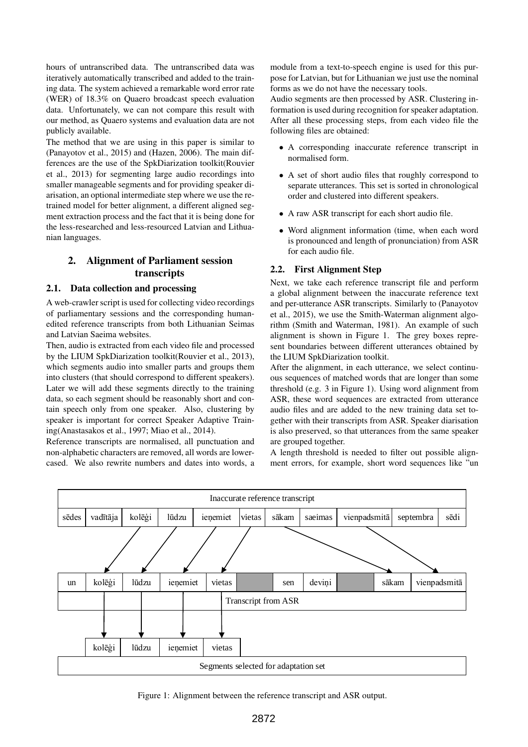hours of untranscribed data. The untranscribed data was iteratively automatically transcribed and added to the training data. The system achieved a remarkable word error rate (WER) of 18.3% on Quaero broadcast speech evaluation data. Unfortunately, we can not compare this result with our method, as Quaero systems and evaluation data are not publicly available.

The method that we are using in this paper is similar to (Panayotov et al., 2015) and (Hazen, 2006). The main differences are the use of the SpkDiarization toolkit(Rouvier et al., 2013) for segmenting large audio recordings into smaller manageable segments and for providing speaker diarisation, an optional intermediate step where we use the retrained model for better alignment, a different aligned segment extraction process and the fact that it is being done for the less-researched and less-resourced Latvian and Lithuanian languages.

## 2. Alignment of Parliament session transcripts

### 2.1. Data collection and processing

A web-crawler script is used for collecting video recordings of parliamentary sessions and the corresponding human-edited reference transcripts from both Lithuanian Seimas and Latvian Saeima websites.

Then, audio is extracted from each video file and processed by the LIUM SpkDiarization toolkit(Rouvier et al., 2013), which segments audio into smaller parts and groups them into clusters (that should correspond to different speakers). Later we will add these segments directly to the training data, so each segment should be reasonably short and contain speech only from one speaker. Also, clustering by speaker is important for correct Speaker Adaptive Training(Anastasakos et al., 1997; Miao et al., 2014).

Reference transcripts are normalised, all punctuation and non-alphabetic characters are removed, all words are lowercased. We also rewrite numbers and dates into words, a module from a text-to-speech engine is used for this purpose for Latvian, but for Lithuanian we just use the nominal forms as we do not have the necessary tools.

Audio segments are then processed by ASR. Clustering information is used during recognition for speaker adaptation. After all these processing steps, from each video file the following files are obtained:

- A corresponding inaccurate reference transcript in normalised form.
- A set of short audio files that roughly correspond to separate utterances. This set is sorted in chronological order and clustered into different speakers.
- A raw ASR transcript for each short audio file.
- Word alignment information (time, when each word is pronounced and length of pronunciation) from ASR for each audio file.

### 2.2. First Alignment Step

Next, we take each reference transcript file and perform a global alignment between the inaccurate reference text and per-utterance ASR transcripts. Similarly to (Panayotov et al., 2015), we use the Smith-Waterman alignment algorithm (Smith and Waterman, 1981). An example of such alignment is shown in Figure 1. The grey boxes represent boundaries between different utterances obtained by the LIUM SpkDiarization toolkit.

After the alignment, in each utterance, we select continuous sequences of matched words that are longer than some threshold (e.g. 3 in Figure 1). Using word alignment from ASR, these word sequences are extracted from utterance audio files and are added to the new training data set together with their transcripts from ASR. Speaker diarisation is also preserved, so that utterances from the same speaker are grouped together.

A length threshold is needed to filter out possible alignment errors, for example, short word sequences like "un

| Inaccurate reference transcript | | | | | | | | | | |
|---|---|---|---|---|---|---|---|---|---|---|
| sēdes | vadītāja | kolēģi | lūdzu | ieņemiet | vietas | sākam | saeimas | vienpadsmitā | septembra | sēdi |

| un | kolēģi | lūdzu | ieņemiet | vietas | | sen | deviņi | | sākam | vienpadsmitā |
|---|---|---|---|---|---|---|---|---|---|---|
| Transcript from ASR | | | | | | | | | | |

| kolēģi | lūdzu | ieņemiet | vietas |
|---|---|---|---|
| Segments selected for adaptation set | | | |

Figure 1: Alignment between the reference transcript and ASR output.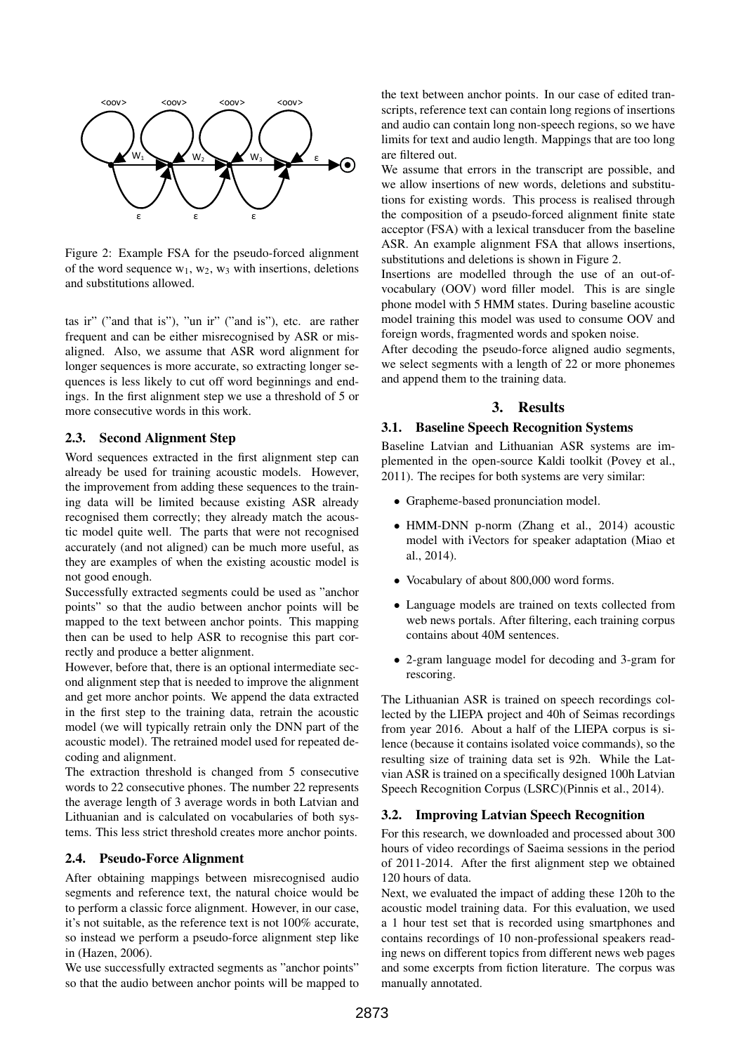Figure 2: Example FSA for the pseudo-forced alignment of the word sequence $w_1$, $w_2$, $w_3$ with insertions, deletions and substitutions allowed.

tas ir" ("and that is"), "un ir" ("and is"), etc. are rather frequent and can be either misrecognised by ASR or misaligned. Also, we assume that ASR word alignment for longer sequences is more accurate, so extracting longer sequences is less likely to cut off word beginnings and endings. In the first alignment step we use a threshold of 5 or more consecutive words in this work.

### 2.3. Second Alignment Step

Word sequences extracted in the first alignment step can already be used for training acoustic models. However, the improvement from adding these sequences to the training data will be limited because existing ASR already recognised them correctly; they already match the acoustic model quite well. The parts that were not recognised accurately (and not aligned) can be much more useful, as they are examples of when the existing acoustic model is not good enough.

Successfully extracted segments could be used as "anchor points" so that the audio between anchor points will be mapped to the text between anchor points. This mapping then can be used to help ASR to recognise this part correctly and produce a better alignment.

However, before that, there is an optional intermediate second alignment step that is needed to improve the alignment and get more anchor points. We append the data extracted in the first step to the training data, retrain the acoustic model (we will typically retrain only the DNN part of the acoustic model). The retrained model used for repeated decoding and alignment.

The extraction threshold is changed from 5 consecutive words to 22 consecutive phones. The number 22 represents the average length of 3 average words in both Latvian and Lithuanian and is calculated on vocabularies of both systems. This less strict threshold creates more anchor points.

### 2.4. Pseudo-Force Alignment

After obtaining mappings between misrecognised audio segments and reference text, the natural choice would be to perform a classic force alignment. However, in our case, it's not suitable, as the reference text is not 100% accurate, so instead we perform a pseudo-force alignment step like in (Hazen, 2006).

We use successfully extracted segments as "anchor points" so that the audio between anchor points will be mapped to the text between anchor points. In our case of edited transcripts, reference text can contain long regions of insertions and audio can contain long non-speech regions, so we have limits for text and audio length. Mappings that are too long are filtered out.

We assume that errors in the transcript are possible, and we allow insertions of new words, deletions and substitutions for existing words. This process is realised through the composition of a pseudo-forced alignment finite state acceptor (FSA) with a lexical transducer from the baseline ASR. An example alignment FSA that allows insertions, substitutions and deletions is shown in Figure 2.

Insertions are modelled through the use of an out-of-vocabulary (OOV) word filler model. This is are single phone model with 5 HMM states. During baseline acoustic model training this model was used to consume OOV and foreign words, fragmented words and spoken noise.

After decoding the pseudo-force aligned audio segments, we select segments with a length of 22 or more phonemes and append them to the training data.

## 3. Results

### 3.1. Baseline Speech Recognition Systems

Baseline Latvian and Lithuanian ASR systems are implemented in the open-source Kaldi toolkit (Povey et al., 2011). The recipes for both systems are very similar:

- Grapheme-based pronunciation model.
- HMM-DNN p-norm (Zhang et al., 2014) acoustic model with iVectors for speaker adaptation (Miao et al., 2014).
- Vocabulary of about 800,000 word forms.
- Language models are trained on texts collected from web news portals. After filtering, each training corpus contains about 40M sentences.
- 2-gram language model for decoding and 3-gram for rescoring.

The Lithuanian ASR is trained on speech recordings collected by the LIEPA project and 40h of Seimas recordings from year 2016. About a half of the LIEPA corpus is silence (because it contains isolated voice commands), so the resulting size of training data set is 92h. While the Latvian ASR is trained on a specifically designed 100h Latvian Speech Recognition Corpus (LSRC)(Pinnis et al., 2014).

### 3.2. Improving Latvian Speech Recognition

For this research, we downloaded and processed about 300 hours of video recordings of Saeima sessions in the period of 2011-2014. After the first alignment step we obtained 120 hours of data.

Next, we evaluated the impact of adding these 120h to the acoustic model training data. For this evaluation, we used a 1 hour test set that is recorded using smartphones and contains recordings of 10 non-professional speakers reading news on different topics from different news web pages and some excerpts from fiction literature. The corpus was manually annotated.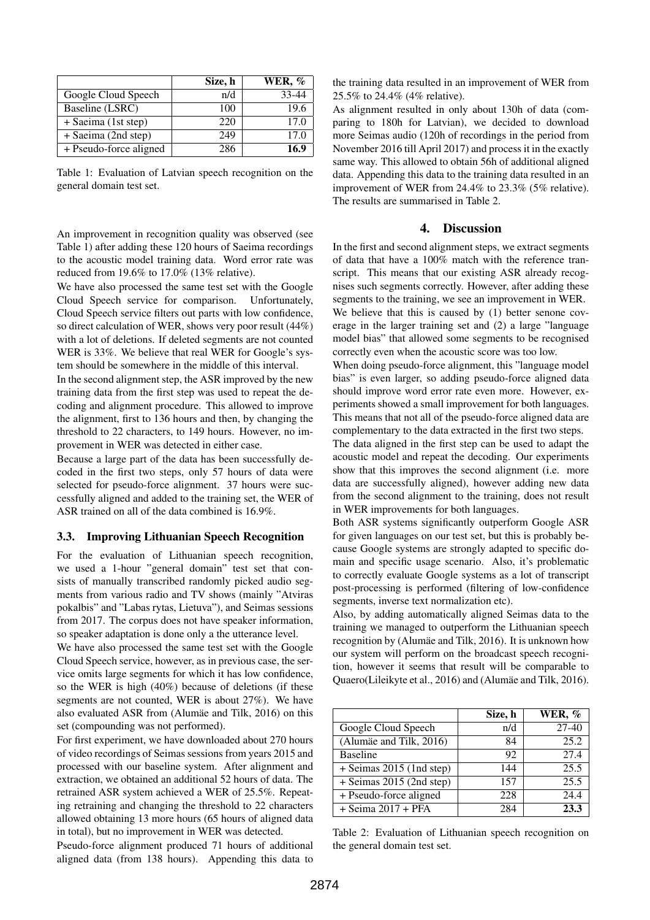| | Size, h | WER, % |
|---|---|---|
| Google Cloud Speech | n/d | 33-44 |
| Baseline (LSRC) | 100 | 19.6 |
| + Saeima (1st step) | 220 | 17.0 |
| + Saeima (2nd step) | 249 | 17.0 |
| + Pseudo-force aligned | 286 | **16.9** |

Table 1: Evaluation of Latvian speech recognition on the general domain test set.

An improvement in recognition quality was observed (see Table 1) after adding these 120 hours of Saeima recordings to the acoustic model training data. Word error rate was reduced from 19.6% to 17.0% (13% relative).

We have also processed the same test set with the Google Cloud Speech service for comparison. Unfortunately, Cloud Speech service filters out parts with low confidence, so direct calculation of WER, shows very poor result (44%) with a lot of deletions. If deleted segments are not counted WER is 33%. We believe that real WER for Google's system should be somewhere in the middle of this interval.

In the second alignment step, the ASR improved by the new training data from the first step was used to repeat the decoding and alignment procedure. This allowed to improve the alignment, first to 136 hours and then, by changing the threshold to 22 characters, to 149 hours. However, no improvement in WER was detected in either case.

Because a large part of the data has been successfully decoded in the first two steps, only 57 hours of data were selected for pseudo-force alignment. 37 hours were successfully aligned and added to the training set, the WER of ASR trained on all of the data combined is 16.9%.

### 3.3. Improving Lithuanian Speech Recognition

For the evaluation of Lithuanian speech recognition, we used a 1-hour "general domain" test set that consists of manually transcribed randomly picked audio segments from various radio and TV shows (mainly "Atviras pokalbis" and "Labas rytas, Lietuva"), and Seimas sessions from 2017. The corpus does not have speaker information, so speaker adaptation is done only a the utterance level.

We have also processed the same test set with the Google Cloud Speech service, however, as in previous case, the service omits large segments for which it has low confidence, so the WER is high (40%) because of deletions (if these segments are not counted, WER is about 27%). We have also evaluated ASR from (Alumäe and Tilk, 2016) on this set (compounding was not performed).

For first experiment, we have downloaded about 270 hours of video recordings of Seimas sessions from years 2015 and processed with our baseline system. After alignment and extraction, we obtained an additional 52 hours of data. The retrained ASR system achieved a WER of 25.5%. Repeating retraining and changing the threshold to 22 characters allowed obtaining 13 more hours (65 hours of aligned data in total), but no improvement in WER was detected.

Pseudo-force alignment produced 71 hours of additional aligned data (from 138 hours). Appending this data to the training data resulted in an improvement of WER from 25.5% to 24.4% (4% relative).

As alignment resulted in only about 130h of data (comparing to 180h for Latvian), we decided to download more Seimas audio (120h of recordings in the period from November 2016 till April 2017) and process it in the exactly same way. This allowed to obtain 56h of additional aligned data. Appending this data to the training data resulted in an improvement of WER from 24.4% to 23.3% (5% relative). The results are summarised in Table 2.

## 4. Discussion

In the first and second alignment steps, we extract segments of data that have a 100% match with the reference transcript. This means that our existing ASR already recognises such segments correctly. However, after adding these segments to the training, we see an improvement in WER.

We believe that this is caused by (1) better senone coverage in the larger training set and (2) a large "language model bias" that allowed some segments to be recognised correctly even when the acoustic score was too low.

When doing pseudo-force alignment, this "language model bias" is even larger, so adding pseudo-force aligned data should improve word error rate even more. However, experiments showed a small improvement for both languages. This means that not all of the pseudo-force aligned data are complementary to the data extracted in the first two steps.

The data aligned in the first step can be used to adapt the acoustic model and repeat the decoding. Our experiments show that this improves the second alignment (i.e. more data are successfully aligned), however adding new data from the second alignment to the training, does not result in WER improvements for both languages.

Both ASR systems significantly outperform Google ASR for given languages on our test set, but this is probably because Google systems are strongly adapted to specific domain and specific usage scenario. Also, it's problematic to correctly evaluate Google systems as a lot of transcript post-processing is performed (filtering of low-confidence segments, inverse text normalization etc).

Also, by adding automatically aligned Seimas data to the training we managed to outperform the Lithuanian speech recognition by (Alumäe and Tilk, 2016). It is unknown how our system will perform on the broadcast speech recognition, however it seems that result will be comparable to Quaero(Lileikyte et al., 2016) and (Alumäe and Tilk, 2016).

| | Size, h | WER, % |
|---|---|---|
| Google Cloud Speech | n/d | 27-40 |
| (Alumäe and Tilk, 2016) | 84 | 25.2 |
| Baseline | 92 | 27.4 |
| + Seimas 2015 (1nd step) | 144 | 25.5 |
| + Seimas 2015 (2nd step) | 157 | 25.5 |
| + Pseudo-force aligned | 228 | 24.4 |
| + Seima 2017 + PFA | 284 | **23.3** |

Table 2: Evaluation of Lithuanian speech recognition on the general domain test set.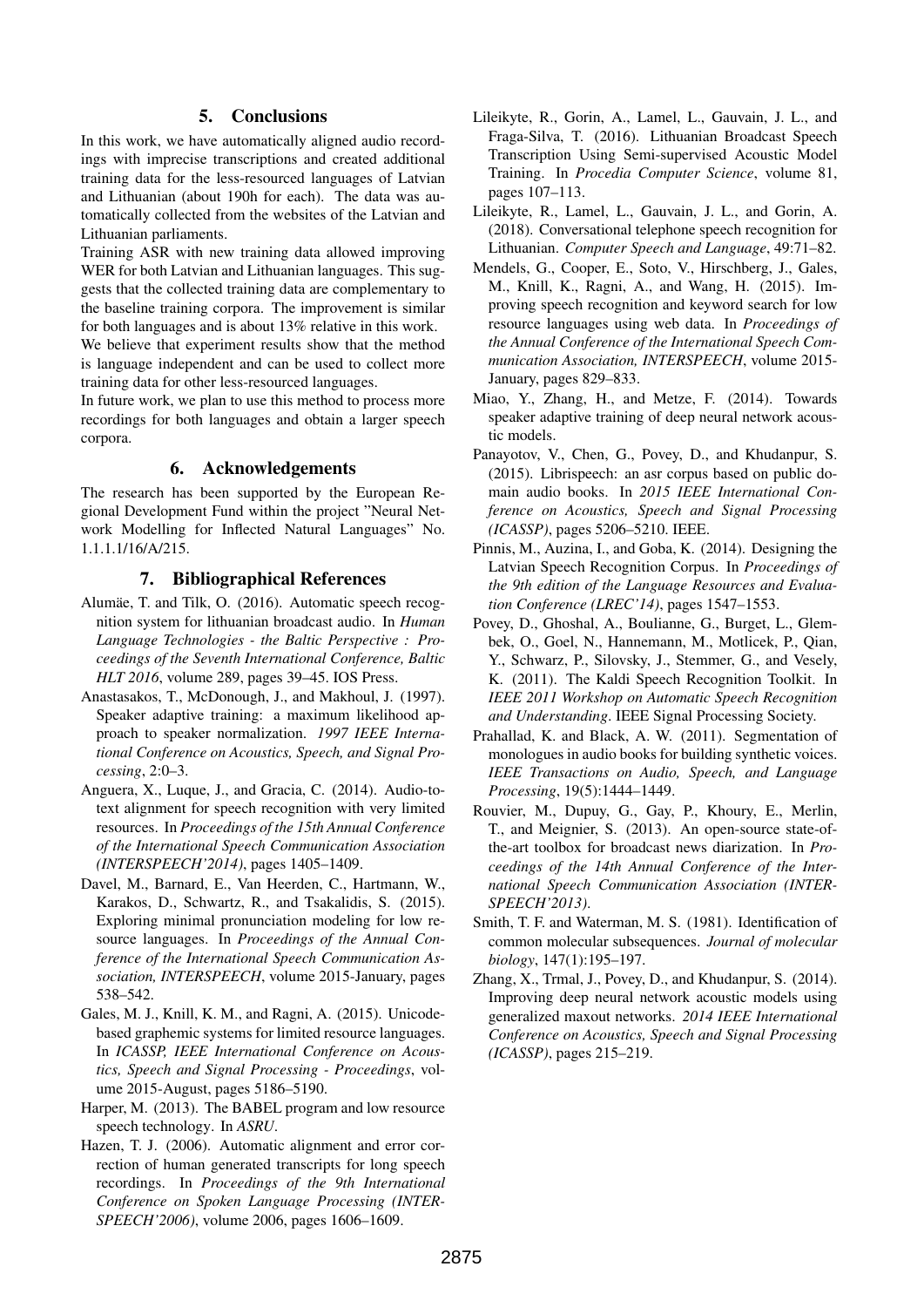## 5. Conclusions

In this work, we have automatically aligned audio recordings with imprecise transcriptions and created additional training data for the less-resourced languages of Latvian and Lithuanian (about 190h for each). The data was automatically collected from the websites of the Latvian and Lithuanian parliaments.

Training ASR with new training data allowed improving WER for both Latvian and Lithuanian languages. This suggests that the collected training data are complementary to the baseline training corpora. The improvement is similar for both languages and is about 13% relative in this work.

We believe that experiment results show that the method is language independent and can be used to collect more training data for other less-resourced languages.

In future work, we plan to use this method to process more recordings for both languages and obtain a larger speech corpora.

## 6. Acknowledgements

The research has been supported by the European Regional Development Fund within the project "Neural Network Modelling for Inflected Natural Languages" No. 1.1.1.1/16/A/215.

## 7. Bibliographical References

Alumäe, T. and Tilk, O. (2016). Automatic speech recognition system for lithuanian broadcast audio. In *Human Language Technologies - the Baltic Perspective : Proceedings of the Seventh International Conference, Baltic HLT 2016*, volume 289, pages 39–45. IOS Press.

Anastasakos, T., McDonough, J., and Makhoul, J. (1997). Speaker adaptive training: a maximum likelihood approach to speaker normalization. *1997 IEEE International Conference on Acoustics, Speech, and Signal Processing*, 2:0–3.

Anguera, X., Luque, J., and Gracia, C. (2014). Audio-to-text alignment for speech recognition with very limited resources. In *Proceedings of the 15th Annual Conference of the International Speech Communication Association (INTERSPEECH'2014)*, pages 1405–1409.

Davel, M., Barnard, E., Van Heerden, C., Hartmann, W., Karakos, D., Schwartz, R., and Tsakalidis, S. (2015). Exploring minimal pronunciation modeling for low resource languages. In *Proceedings of the Annual Conference of the International Speech Communication Association, INTERSPEECH*, volume 2015-January, pages 538–542.

Gales, M. J., Knill, K. M., and Ragni, A. (2015). Unicode-based graphemic systems for limited resource languages. In *ICASSP, IEEE International Conference on Acoustics, Speech and Signal Processing - Proceedings*, volume 2015-August, pages 5186–5190.

Harper, M. (2013). The BABEL program and low resource speech technology. In *ASRU*.

Hazen, T. J. (2006). Automatic alignment and error correction of human generated transcripts for long speech recordings. In *Proceedings of the 9th International Conference on Spoken Language Processing (INTERSPEECH'2006)*, volume 2006, pages 1606–1609.

Lileikyte, R., Gorin, A., Lamel, L., Gauvain, J. L., and Fraga-Silva, T. (2016). Lithuanian Broadcast Speech Transcription Using Semi-supervised Acoustic Model Training. In *Procedia Computer Science*, volume 81, pages 107–113.

Lileikyte, R., Lamel, L., Gauvain, J. L., and Gorin, A. (2018). Conversational telephone speech recognition for Lithuanian. *Computer Speech and Language*, 49:71–82.

Mendels, G., Cooper, E., Soto, V., Hirschberg, J., Gales, M., Knill, K., Ragni, A., and Wang, H. (2015). Improving speech recognition and keyword search for low resource languages using web data. In *Proceedings of the Annual Conference of the International Speech Communication Association, INTERSPEECH*, volume 2015-January, pages 829–833.

Miao, Y., Zhang, H., and Metze, F. (2014). Towards speaker adaptive training of deep neural network acoustic models.

Panayotov, V., Chen, G., Povey, D., and Khudanpur, S. (2015). Librispeech: an asr corpus based on public domain audio books. In *2015 IEEE International Conference on Acoustics, Speech and Signal Processing (ICASSP)*, pages 5206–5210. IEEE.

Pinnis, M., Auzina, I., and Goba, K. (2014). Designing the Latvian Speech Recognition Corpus. In *Proceedings of the 9th edition of the Language Resources and Evaluation Conference (LREC'14)*, pages 1547–1553.

Povey, D., Ghoshal, A., Boulianne, G., Burget, L., Glembek, O., Goel, N., Hannemann, M., Motlicek, P., Qian, Y., Schwarz, P., Silovsky, J., Stemmer, G., and Vesely, K. (2011). The Kaldi Speech Recognition Toolkit. In *IEEE 2011 Workshop on Automatic Speech Recognition and Understanding*. IEEE Signal Processing Society.

Prahallad, K. and Black, A. W. (2011). Segmentation of monologues in audio books for building synthetic voices. *IEEE Transactions on Audio, Speech, and Language Processing*, 19(5):1444–1449.

Rouvier, M., Dupuy, G., Gay, P., Khoury, E., Merlin, T., and Meignier, S. (2013). An open-source state-of-the-art toolbox for broadcast news diarization. In *Proceedings of the 14th Annual Conference of the International Speech Communication Association (INTERSPEECH'2013)*.

Smith, T. F. and Waterman, M. S. (1981). Identification of common molecular subsequences. *Journal of molecular biology*, 147(1):195–197.

Zhang, X., Trmal, J., Povey, D., and Khudanpur, S. (2014). Improving deep neural network acoustic models using generalized maxout networks. *2014 IEEE International Conference on Acoustics, Speech and Signal Processing (ICASSP)*, pages 215–219.